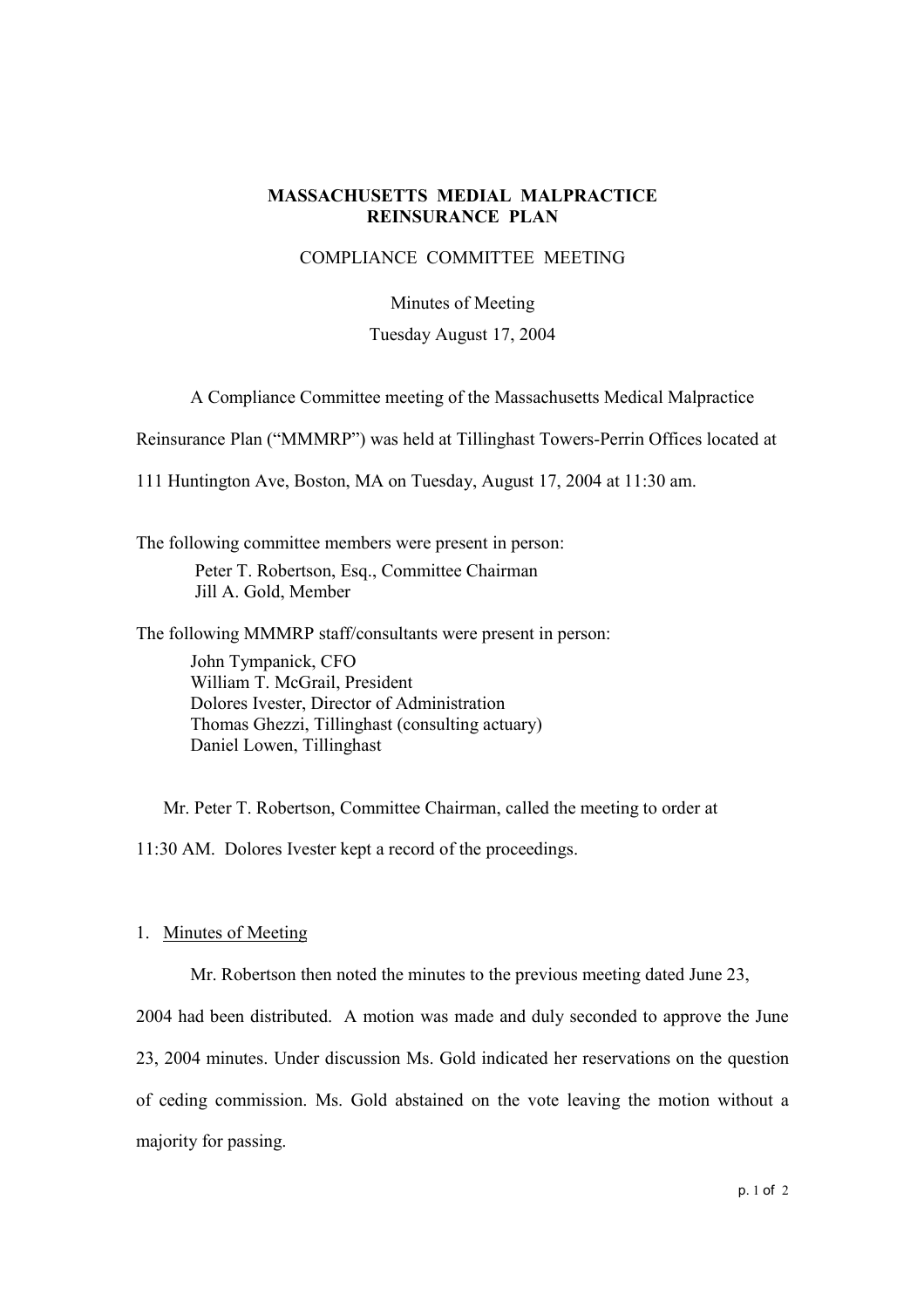**MASSACHUSETTS MEDIAL MALPRACTICE REINSURANCE PLAN**

COMPLIANCE COMMITTEE MEETING

Minutes of Meeting

Tuesday August 17, 2004

A Compliance Committee meeting of the Massachusetts Medical Malpractice Reinsurance Plan ("MMMRP") was held at Tillinghast Towers-Perrin Offices located at 111 Huntington Ave, Boston, MA on Tuesday, August 17, 2004 at 11:30 am.

The following committee members were present in person:

Peter T. Robertson, Esq., Committee Chairman
Jill A. Gold, Member

The following MMMRP staff/consultants were present in person:

John Tympanick, CFO
William T. McGrail, President
Dolores Ivester, Director of Administration
Thomas Ghezzi, Tillinghast (consulting actuary)
Daniel Lowen, Tillinghast

Mr. Peter T. Robertson, Committee Chairman, called the meeting to order at 11:30 AM. Dolores Ivester kept a record of the proceedings.

1. Minutes of Meeting

Mr. Robertson then noted the minutes to the previous meeting dated June 23, 2004 had been distributed. A motion was made and duly seconded to approve the June 23, 2004 minutes. Under discussion Ms. Gold indicated her reservations on the question of ceding commission. Ms. Gold abstained on the vote leaving the motion without a majority for passing.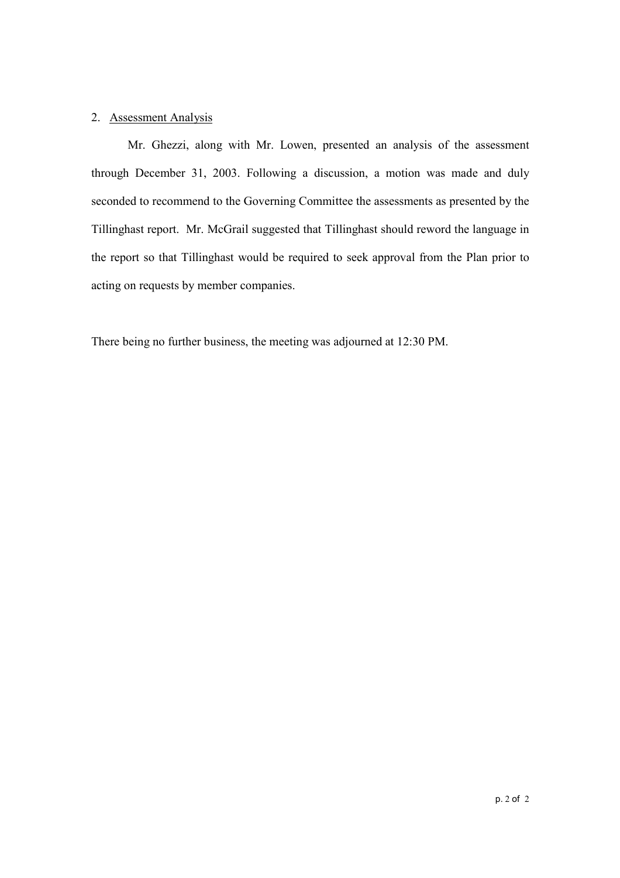2. <u>Assessment Analysis</u>

Mr. Ghezzi, along with Mr. Lowen, presented an analysis of the assessment through December 31, 2003. Following a discussion, a motion was made and duly seconded to recommend to the Governing Committee the assessments as presented by the Tillinghast report. Mr. McGrail suggested that Tillinghast should reword the language in the report so that Tillinghast would be required to seek approval from the Plan prior to acting on requests by member companies.

There being no further business, the meeting was adjourned at 12:30 PM.